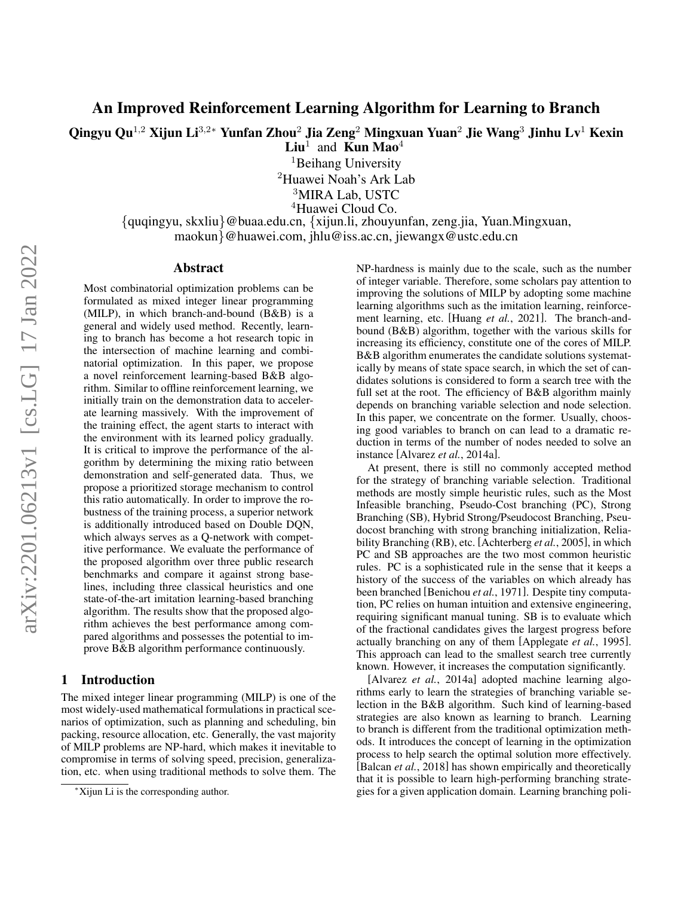# An Improved Reinforcement Learning Algorithm for Learning to Branch

**Qingyu Qu**[1,2] **Xijun Li**[3,2*] **Yunfan Zhou**[2] **Jia Zeng**[2] **Mingxuan Yuan**[2] **Jie Wang**[3] **Jinhu Lv**[1] **Kexin Liu**[1] and **Kun Mao**[4]

[1]Beihang University
[2]Huawei Noah's Ark Lab
[3]MIRA Lab, USTC
[4]Huawei Cloud Co.

{quqingyu, skxliu}@buaa.edu.cn, {xijun.li, zhouyunfan, zeng.jia, Yuan.Mingxuan, maokun}@huawei.com, jhlu@iss.ac.cn, jiewangx@ustc.edu.cn

## Abstract

Most combinatorial optimization problems can be formulated as mixed integer linear programming (MILP), in which branch-and-bound (B&B) is a general and widely used method. Recently, learning to branch has become a hot research topic in the intersection of machine learning and combinatorial optimization. In this paper, we propose a novel reinforcement learning-based B&B algorithm. Similar to offline reinforcement learning, we initially train on the demonstration data to accelerate learning massively. With the improvement of the training effect, the agent starts to interact with the environment with its learned policy gradually. It is critical to improve the performance of the algorithm by determining the mixing ratio between demonstration and self-generated data. Thus, we propose a prioritized storage mechanism to control this ratio automatically. In order to improve the robustness of the training process, a superior network is additionally introduced based on Double DQN, which always serves as a Q-network with competitive performance. We evaluate the performance of the proposed algorithm over three public research benchmarks and compare it against strong baselines, including three classical heuristics and one state-of-the-art imitation learning-based branching algorithm. The results show that the proposed algorithm achieves the best performance among compared algorithms and possesses the potential to improve B&B algorithm performance continuously.

## 1 Introduction

The mixed integer linear programming (MILP) is one of the most widely-used mathematical formulations in practical scenarios of optimization, such as planning and scheduling, bin packing, resource allocation, etc. Generally, the vast majority of MILP problems are NP-hard, which makes it inevitable to compromise in terms of solving speed, precision, generalization, etc. when using traditional methods to solve them. The NP-hardness is mainly due to the scale, such as the number of integer variable. Therefore, some scholars pay attention to improving the solutions of MILP by adopting some machine learning algorithms such as the imitation learning, reinforcement learning, etc. [Huang *et al.*, 2021]. The branch-and-bound (B&B) algorithm, together with the various skills for increasing its efficiency, constitute one of the cores of MILP. B&B algorithm enumerates the candidate solutions systematically by means of state space search, in which the set of candidates solutions is considered to form a search tree with the full set at the root. The efficiency of B&B algorithm mainly depends on branching variable selection and node selection. In this paper, we concentrate on the former. Usually, choosing good variables to branch on can lead to a dramatic reduction in terms of the number of nodes needed to solve an instance [Alvarez *et al.*, 2014a].

At present, there is still no commonly accepted method for the strategy of branching variable selection. Traditional methods are mostly simple heuristic rules, such as the Most Infeasible branching, Pseudo-Cost branching (PC), Strong Branching (SB), Hybrid Strong/Pseudocost Branching, Pseudocost branching with strong branching initialization, Reliability Branching (RB), etc. [Achterberg *et al.*, 2005], in which PC and SB approaches are the two most common heuristic rules. PC is a sophisticated rule in the sense that it keeps a history of the success of the variables on which already has been branched [Benichou *et al.*, 1971]. Despite tiny computation, PC relies on human intuition and extensive engineering, requiring significant manual tuning. SB is to evaluate which of the fractional candidates gives the largest progress before actually branching on any of them [Applegate *et al.*, 1995]. This approach can lead to the smallest search tree currently known. However, it increases the computation significantly.

[Alvarez *et al.*, 2014a] adopted machine learning algorithms early to learn the strategies of branching variable selection in the B&B algorithm. Such kind of learning-based strategies are also known as learning to branch. Learning to branch is different from the traditional optimization methods. It introduces the concept of learning in the optimization process to help search the optimal solution more effectively. [Balcan *et al.*, 2018] has shown empirically and theoretically that it is possible to learn high-performing branching strategies for a given application domain. Learning branching poli-

*Xijun Li is the corresponding author.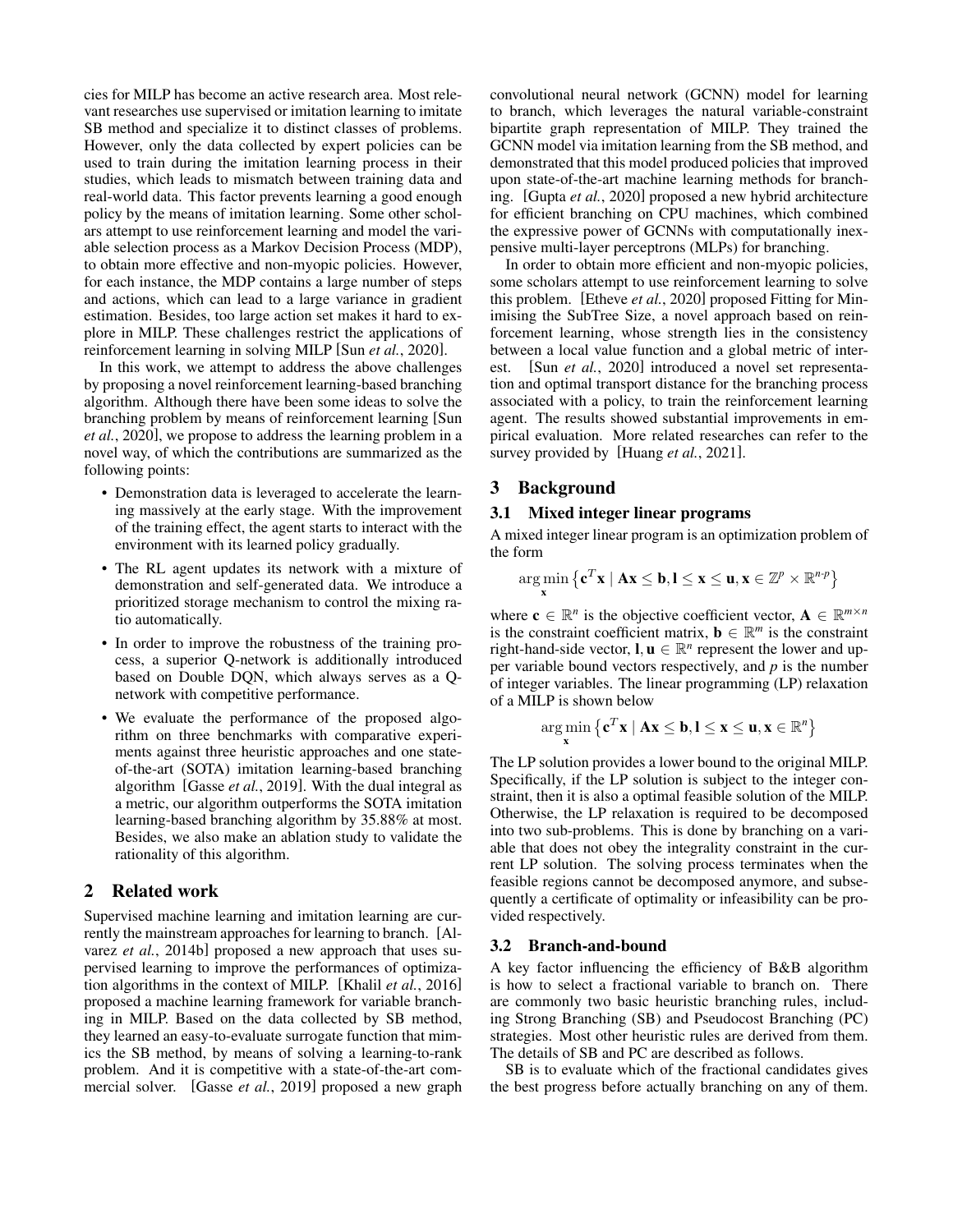cies for MILP has become an active research area. Most relevant researches use supervised or imitation learning to imitate SB method and specialize it to distinct classes of problems. However, only the data collected by expert policies can be used to train during the imitation learning process in their studies, which leads to mismatch between training data and real-world data. This factor prevents learning a good enough policy by the means of imitation learning. Some other scholars attempt to use reinforcement learning and model the variable selection process as a Markov Decision Process (MDP), to obtain more effective and non-myopic policies. However, for each instance, the MDP contains a large number of steps and actions, which can lead to a large variance in gradient estimation. Besides, too large action set makes it hard to explore in MILP. These challenges restrict the applications of reinforcement learning in solving MILP [Sun *et al.*, 2020].

In this work, we attempt to address the above challenges by proposing a novel reinforcement learning-based branching algorithm. Although there have been some ideas to solve the branching problem by means of reinforcement learning [Sun *et al.*, 2020], we propose to address the learning problem in a novel way, of which the contributions are summarized as the following points:

- Demonstration data is leveraged to accelerate the learning massively at the early stage. With the improvement of the training effect, the agent starts to interact with the environment with its learned policy gradually.
- The RL agent updates its network with a mixture of demonstration and self-generated data. We introduce a prioritized storage mechanism to control the mixing ratio automatically.
- In order to improve the robustness of the training process, a superior Q-network is additionally introduced based on Double DQN, which always serves as a Q-network with competitive performance.
- We evaluate the performance of the proposed algorithm on three benchmarks with comparative experiments against three heuristic approaches and one state-of-the-art (SOTA) imitation learning-based branching algorithm [Gasse *et al.*, 2019]. With the dual integral as a metric, our algorithm outperforms the SOTA imitation learning-based branching algorithm by 35.88% at most. Besides, we also make an ablation study to validate the rationality of this algorithm.

## 2 Related work

Supervised machine learning and imitation learning are currently the mainstream approaches for learning to branch. [Alvarez *et al.*, 2014b] proposed a new approach that uses supervised learning to improve the performances of optimization algorithms in the context of MILP. [Khalil *et al.*, 2016] proposed a machine learning framework for variable branching in MILP. Based on the data collected by SB method, they learned an easy-to-evaluate surrogate function that mimics the SB method, by means of solving a learning-to-rank problem. And it is competitive with a state-of-the-art commercial solver. [Gasse *et al.*, 2019] proposed a new graph convolutional neural network (GCNN) model for learning to branch, which leverages the natural variable-constraint bipartite graph representation of MILP. They trained the GCNN model via imitation learning from the SB method, and demonstrated that this model produced policies that improved upon state-of-the-art machine learning methods for branching. [Gupta *et al.*, 2020] proposed a new hybrid architecture for efficient branching on CPU machines, which combined the expressive power of GCNNs with computationally inexpensive multi-layer perceptrons (MLPs) for branching.

In order to obtain more efficient and non-myopic policies, some scholars attempt to use reinforcement learning to solve this problem. [Etheve *et al.*, 2020] proposed Fitting for Minimising the SubTree Size, a novel approach based on reinforcement learning, whose strength lies in the consistency between a local value function and a global metric of interest. [Sun *et al.*, 2020] introduced a novel set representation and optimal transport distance for the branching process associated with a policy, to train the reinforcement learning agent. The results showed substantial improvements in empirical evaluation. More related researches can refer to the survey provided by [Huang *et al.*, 2021].

## 3 Background

### 3.1 Mixed integer linear programs

A mixed integer linear program is an optimization problem of the form

$$\underset{\mathbf{x}}{\arg\min}\left\{\mathbf{c}^T\mathbf{x} \mid \mathbf{A}\mathbf{x} \leq \mathbf{b}, \mathbf{l} \leq \mathbf{x} \leq \mathbf{u}, \mathbf{x} \in \mathbb{Z}^p \times \mathbb{R}^{n\text{-}p}\right\}$$

where $\mathbf{c} \in \mathbb{R}^n$ is the objective coefficient vector, $\mathbf{A} \in \mathbb{R}^{m\times n}$ is the constraint coefficient matrix, $\mathbf{b} \in \mathbb{R}^m$ is the constraint right-hand-side vector, $\mathbf{l}, \mathbf{u} \in \mathbb{R}^n$ represent the lower and upper variable bound vectors respectively, and $p$ is the number of integer variables. The linear programming (LP) relaxation of a MILP is shown below

$$\underset{\mathbf{x}}{\arg\min}\left\{\mathbf{c}^T\mathbf{x} \mid \mathbf{A}\mathbf{x} \leq \mathbf{b}, \mathbf{l} \leq \mathbf{x} \leq \mathbf{u}, \mathbf{x} \in \mathbb{R}^n\right\}$$

The LP solution provides a lower bound to the original MILP. Specifically, if the LP solution is subject to the integer constraint, then it is also a optimal feasible solution of the MILP. Otherwise, the LP relaxation is required to be decomposed into two sub-problems. This is done by branching on a variable that does not obey the integrality constraint in the current LP solution. The solving process terminates when the feasible regions cannot be decomposed anymore, and subsequently a certificate of optimality or infeasibility can be provided respectively.

### 3.2 Branch-and-bound

A key factor influencing the efficiency of B&B algorithm is how to select a fractional variable to branch on. There are commonly two basic heuristic branching rules, including Strong Branching (SB) and Pseudocost Branching (PC) strategies. Most other heuristic rules are derived from them. The details of SB and PC are described as follows.

SB is to evaluate which of the fractional candidates gives the best progress before actually branching on any of them.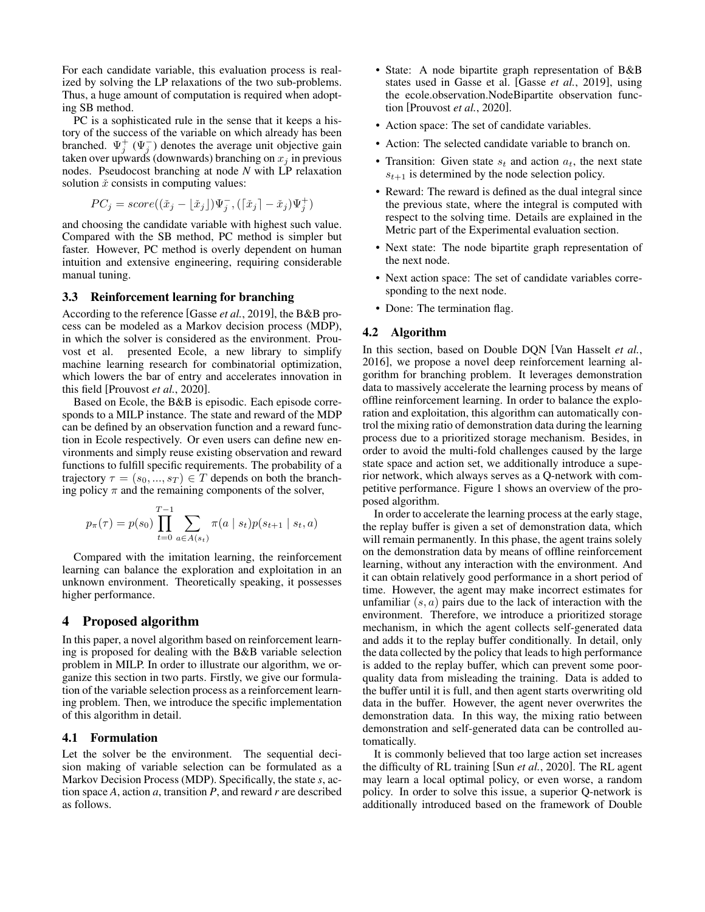For each candidate variable, this evaluation process is realized by solving the LP relaxations of the two sub-problems. Thus, a huge amount of computation is required when adopting SB method.

PC is a sophisticated rule in the sense that it keeps a history of the success of the variable on which already has been branched. $\Psi_j^+$ ($\Psi_j^-$) denotes the average unit objective gain taken over upwards (downwards) branching on $x_j$ in previous nodes. Pseudocost branching at node *N* with LP relaxation solution $\check{x}$ consists in computing values:

$$PC_j = score((\check{x}_j - \lfloor \check{x}_j \rfloor)\Psi_j^-, (\lceil \check{x}_j \rceil - \check{x}_j)\Psi_j^+)$$

and choosing the candidate variable with highest such value. Compared with the SB method, PC method is simpler but faster. However, PC method is overly dependent on human intuition and extensive engineering, requiring considerable manual tuning.

### 3.3 Reinforcement learning for branching

According to the reference [Gasse *et al.*, 2019], the B&B process can be modeled as a Markov decision process (MDP), in which the solver is considered as the environment. Prouvost et al. presented Ecole, a new library to simplify machine learning research for combinatorial optimization, which lowers the bar of entry and accelerates innovation in this field [Prouvost *et al.*, 2020].

Based on Ecole, the B&B is episodic. Each episode corresponds to a MILP instance. The state and reward of the MDP can be defined by an observation function and a reward function in Ecole respectively. Or even users can define new environments and simply reuse existing observation and reward functions to fulfill specific requirements. The probability of a trajectory $\tau = (s_0, ..., s_T) \in T$ depends on both the branching policy $\pi$ and the remaining components of the solver,

$$p_\pi(\tau) = p(s_0) \prod_{t=0}^{T-1} \sum_{a \in A(s_t)} \pi(a \mid s_t) p(s_{t+1} \mid s_t, a)$$

Compared with the imitation learning, the reinforcement learning can balance the exploration and exploitation in an unknown environment. Theoretically speaking, it possesses higher performance.

## 4 Proposed algorithm

In this paper, a novel algorithm based on reinforcement learning is proposed for dealing with the B&B variable selection problem in MILP. In order to illustrate our algorithm, we organize this section in two parts. Firstly, we give our formulation of the variable selection process as a reinforcement learning problem. Then, we introduce the specific implementation of this algorithm in detail.

### 4.1 Formulation

Let the solver be the environment. The sequential decision making of variable selection can be formulated as a Markov Decision Process (MDP). Specifically, the state *s*, action space *A*, action *a*, transition *P*, and reward *r* are described as follows.

- State: A node bipartite graph representation of B&B states used in Gasse et al. [Gasse *et al.*, 2019], using the ecole.observation.NodeBipartite observation function [Prouvost *et al.*, 2020].
- Action space: The set of candidate variables.
- Action: The selected candidate variable to branch on.
- Transition: Given state $s_t$ and action $a_t$, the next state $s_{t+1}$ is determined by the node selection policy.
- Reward: The reward is defined as the dual integral since the previous state, where the integral is computed with respect to the solving time. Details are explained in the Metric part of the Experimental evaluation section.
- Next state: The node bipartite graph representation of the next node.
- Next action space: The set of candidate variables corresponding to the next node.
- Done: The termination flag.

### 4.2 Algorithm

In this section, based on Double DQN [Van Hasselt *et al.*, 2016], we propose a novel deep reinforcement learning algorithm for branching problem. It leverages demonstration data to massively accelerate the learning process by means of offline reinforcement learning. In order to balance the exploration and exploitation, this algorithm can automatically control the mixing ratio of demonstration data during the learning process due to a prioritized storage mechanism. Besides, in order to avoid the multi-fold challenges caused by the large state space and action set, we additionally introduce a superior network, which always serves as a Q-network with competitive performance. Figure 1 shows an overview of the proposed algorithm.

In order to accelerate the learning process at the early stage, the replay buffer is given a set of demonstration data, which will remain permanently. In this phase, the agent trains solely on the demonstration data by means of offline reinforcement learning, without any interaction with the environment. And it can obtain relatively good performance in a short period of time. However, the agent may make incorrect estimates for unfamiliar $(s, a)$ pairs due to the lack of interaction with the environment. Therefore, we introduce a prioritized storage mechanism, in which the agent collects self-generated data and adds it to the replay buffer conditionally. In detail, only the data collected by the policy that leads to high performance is added to the replay buffer, which can prevent some poor-quality data from misleading the training. Data is added to the buffer until it is full, and then agent starts overwriting old data in the buffer. However, the agent never overwrites the demonstration data. In this way, the mixing ratio between demonstration and self-generated data can be controlled automatically.

It is commonly believed that too large action set increases the difficulty of RL training [Sun *et al.*, 2020]. The RL agent may learn a local optimal policy, or even worse, a random policy. In order to solve this issue, a superior Q-network is additionally introduced based on the framework of Double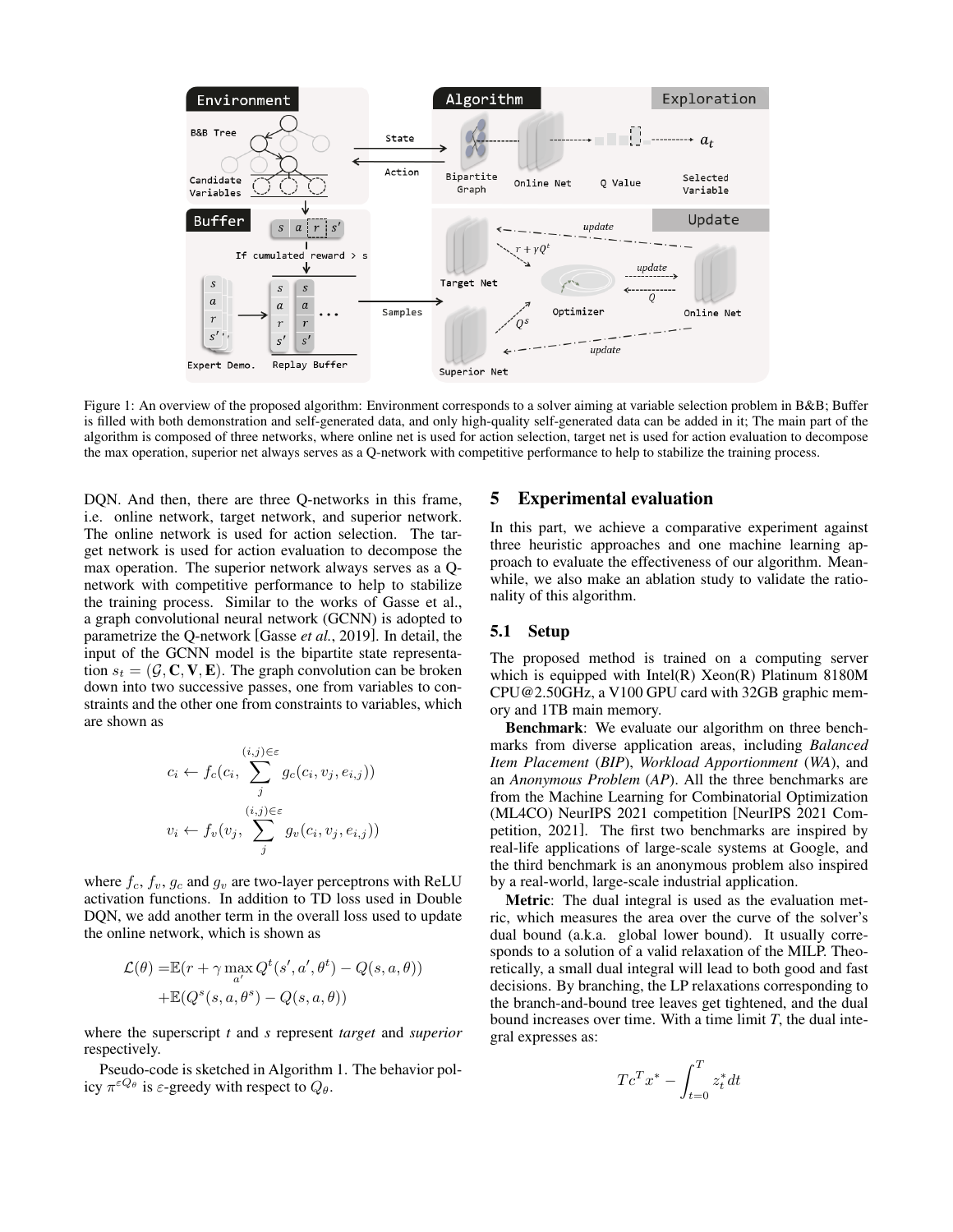Figure 1: An overview of the proposed algorithm: Environment corresponds to a solver aiming at variable selection problem in B&B; Buffer is filled with both demonstration and self-generated data, and only high-quality self-generated data can be added in it; The main part of the algorithm is composed of three networks, where online net is used for action selection, target net is used for action evaluation to decompose the max operation, superior net always serves as a Q-network with competitive performance to help to stabilize the training process.

DQN. And then, there are three Q-networks in this frame, i.e. online network, target network, and superior network. The online network is used for action selection. The target network is used for action evaluation to decompose the max operation. The superior network always serves as a Q-network with competitive performance to help to stabilize the training process. Similar to the works of Gasse et al., a graph convolutional neural network (GCNN) is adopted to parametrize the Q-network [Gasse *et al.*, 2019]. In detail, the input of the GCNN model is the bipartite state representation $s_t = (\mathcal{G}, \mathbf{C}, \mathbf{V}, \mathbf{E})$. The graph convolution can be broken down into two successive passes, one from variables to constraints and the other one from constraints to variables, which are shown as

$$c_i \leftarrow f_c(c_i, \sum_j^{(i,j)\in\varepsilon} g_c(c_i, v_j, e_{i,j}))$$

$$v_i \leftarrow f_v(v_j, \sum_j^{(i,j)\in\varepsilon} g_v(c_i, v_j, e_{i,j}))$$

where $f_c$, $f_v$, $g_c$ and $g_v$ are two-layer perceptrons with ReLU activation functions. In addition to TD loss used in Double DQN, we add another term in the overall loss used to update the online network, which is shown as

$$\begin{aligned}\mathcal{L}(\theta) =& \mathbb{E}(r + \gamma \max_{a'} Q^t(s', a', \theta^t) - Q(s, a, \theta)) \\ &+ \mathbb{E}(Q^s(s, a, \theta^s) - Q(s, a, \theta))\end{aligned}$$

where the superscript *t* and *s* represent *target* and *superior* respectively.

Pseudo-code is sketched in Algorithm 1. The behavior policy $\pi^{\varepsilon Q_\theta}$ is $\varepsilon$-greedy with respect to $Q_\theta$.

## 5 Experimental evaluation

In this part, we achieve a comparative experiment against three heuristic approaches and one machine learning approach to evaluate the effectiveness of our algorithm. Meanwhile, we also make an ablation study to validate the rationality of this algorithm.

### 5.1 Setup

The proposed method is trained on a computing server which is equipped with Intel(R) Xeon(R) Platinum 8180M CPU@2.50GHz, a V100 GPU card with 32GB graphic memory and 1TB main memory.

**Benchmark**: We evaluate our algorithm on three benchmarks from diverse application areas, including *Balanced Item Placement* (*BIP*), *Workload Apportionment* (*WA*), and an *Anonymous Problem* (*AP*). All the three benchmarks are from the Machine Learning for Combinatorial Optimization (ML4CO) NeurIPS 2021 competition [NeurIPS 2021 Competition, 2021]. The first two benchmarks are inspired by real-life applications of large-scale systems at Google, and the third benchmark is an anonymous problem also inspired by a real-world, large-scale industrial application.

**Metric**: The dual integral is used as the evaluation metric, which measures the area over the curve of the solver's dual bound (a.k.a. global lower bound). It usually corresponds to a solution of a valid relaxation of the MILP. Theoretically, a small dual integral will lead to both good and fast decisions. By branching, the LP relaxations corresponding to the branch-and-bound tree leaves get tightened, and the dual bound increases over time. With a time limit *T*, the dual integral expresses as:

$$Tc^T x^* - \int_{t=0}^{T} z_t^* dt$$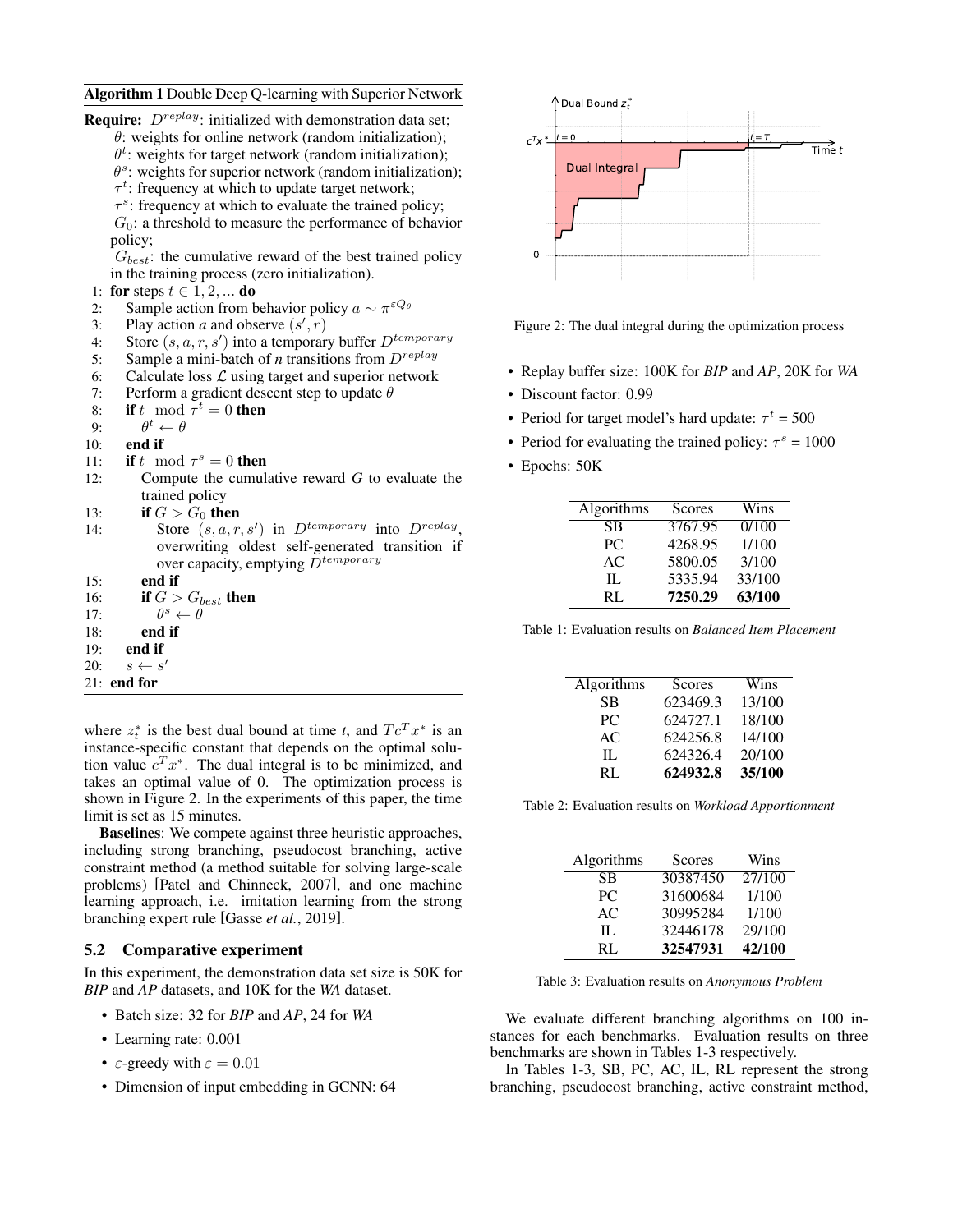**Algorithm 1** Double Deep Q-learning with Superior Network

**Require:** $D^{replay}$: initialized with demonstration data set;
$\theta$: weights for online network (random initialization);
$\theta^t$: weights for target network (random initialization);
$\theta^s$: weights for superior network (random initialization);
$\tau^t$: frequency at which to update target network;
$\tau^s$: frequency at which to evaluate the trained policy;
$G_0$: a threshold to measure the performance of behavior policy;
$G_{best}$: the cumulative reward of the best trained policy in the training process (zero initialization).

```
1:  for steps t ∈ 1, 2, ... do
2:      Sample action from behavior policy a ~ π^{εQ_θ}
3:      Play action a and observe (s', r)
4:      Store (s, a, r, s') into a temporary buffer D^{temporary}
5:      Sample a mini-batch of n transitions from D^{replay}
6:      Calculate loss L using target and superior network
7:      Perform a gradient descent step to update θ
8:      if t mod τ^t = 0 then
9:          θ^t ← θ
10:     end if
11:     if t mod τ^s = 0 then
12:         Compute the cumulative reward G to evaluate the trained policy
13:         if G > G_0 then
14:             Store (s, a, r, s') in D^{temporary} into D^{replay}, overwriting oldest self-generated transition if over capacity, emptying D^{temporary}
15:         end if
16:         if G > G_{best} then
17:             θ^s ← θ
18:         end if
19:     end if
20:     s ← s'
21: end for
```

where $z_t^*$ is the best dual bound at time *t*, and $Tc^T x^*$ is an instance-specific constant that depends on the optimal solution value $c^T x^*$. The dual integral is to be minimized, and takes an optimal value of 0. The optimization process is shown in Figure 2. In the experiments of this paper, the time limit is set as 15 minutes.

**Baselines**: We compete against three heuristic approaches, including strong branching, pseudocost branching, active constraint method (a method suitable for solving large-scale problems) [Patel and Chinneck, 2007], and one machine learning approach, i.e. imitation learning from the strong branching expert rule [Gasse *et al.*, 2019].

### 5.2 Comparative experiment

In this experiment, the demonstration data set size is 50K for *BIP* and *AP* datasets, and 10K for the *WA* dataset.

- Batch size: 32 for *BIP* and *AP*, 24 for *WA*
- Learning rate: 0.001
- $\varepsilon$-greedy with $\varepsilon = 0.01$
- Dimension of input embedding in GCNN: 64

Figure 2: The dual integral during the optimization process

- Replay buffer size: 100K for *BIP* and *AP*, 20K for *WA*
- Discount factor: 0.99
- Period for target model's hard update: $\tau^t$ = 500
- Period for evaluating the trained policy: $\tau^s$ = 1000
- Epochs: 50K

| Algorithms | Scores | Wins |
|---|---|---|
| SB | 3767.95 | 0/100 |
| PC | 4268.95 | 1/100 |
| AC | 5800.05 | 3/100 |
| IL | 5335.94 | 33/100 |
| RL | **7250.29** | **63/100** |

Table 1: Evaluation results on *Balanced Item Placement*

| Algorithms | Scores | Wins |
|---|---|---|
| SB | 623469.3 | 13/100 |
| PC | 624727.1 | 18/100 |
| AC | 624256.8 | 14/100 |
| IL | 624326.4 | 20/100 |
| RL | **624932.8** | **35/100** |

Table 2: Evaluation results on *Workload Apportionment*

| Algorithms | Scores | Wins |
|---|---|---|
| SB | 30387450 | 27/100 |
| PC | 31600684 | 1/100 |
| AC | 30995284 | 1/100 |
| IL | 32446178 | 29/100 |
| RL | **32547931** | **42/100** |

Table 3: Evaluation results on *Anonymous Problem*

We evaluate different branching algorithms on 100 instances for each benchmarks. Evaluation results on three benchmarks are shown in Tables 1-3 respectively.

In Tables 1-3, SB, PC, AC, IL, RL represent the strong branching, pseudocost branching, active constraint method,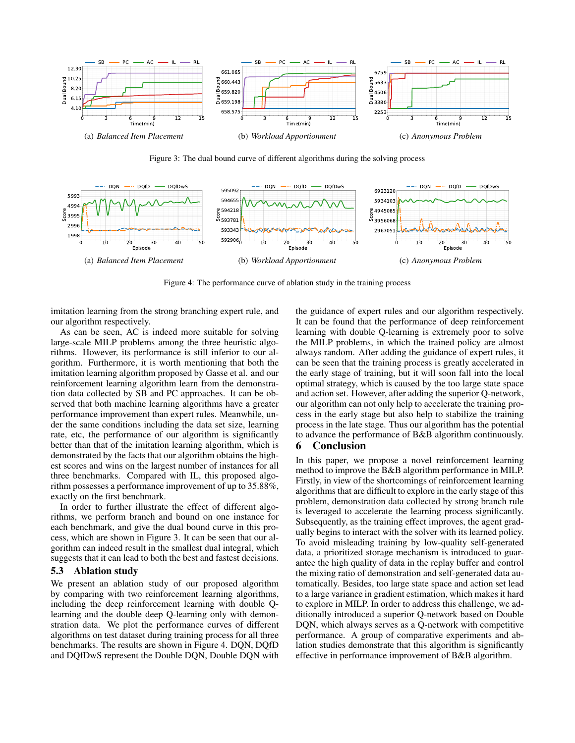(a) *Balanced Item Placement* (b) *Workload Apportionment* (c) *Anonymous Problem*

Figure 3: The dual bound curve of different algorithms during the solving process

(a) *Balanced Item Placement* (b) *Workload Apportionment* (c) *Anonymous Problem*

Figure 4: The performance curve of ablation study in the training process

imitation learning from the strong branching expert rule, and our algorithm respectively.

As can be seen, AC is indeed more suitable for solving large-scale MILP problems among the three heuristic algorithms. However, its performance is still inferior to our algorithm. Furthermore, it is worth mentioning that both the imitation learning algorithm proposed by Gasse et al. and our reinforcement learning algorithm learn from the demonstration data collected by SB and PC approaches. It can be observed that both machine learning algorithms have a greater performance improvement than expert rules. Meanwhile, under the same conditions including the data set size, learning rate, etc, the performance of our algorithm is significantly better than that of the imitation learning algorithm, which is demonstrated by the facts that our algorithm obtains the highest scores and wins on the largest number of instances for all three benchmarks. Compared with IL, this proposed algorithm possesses a performance improvement of up to 35.88%, exactly on the first benchmark.

In order to further illustrate the effect of different algorithms, we perform branch and bound on one instance for each benchmark, and give the dual bound curve in this process, which are shown in Figure 3. It can be seen that our algorithm can indeed result in the smallest dual integral, which suggests that it can lead to both the best and fastest decisions.

### 5.3 Ablation study

We present an ablation study of our proposed algorithm by comparing with two reinforcement learning algorithms, including the deep reinforcement learning with double Q-learning and the double deep Q-learning only with demonstration data. We plot the performance curves of different algorithms on test dataset during training process for all three benchmarks. The results are shown in Figure 4. DQN, DQfD and DQfDwS represent the Double DQN, Double DQN with the guidance of expert rules and our algorithm respectively. It can be found that the performance of deep reinforcement learning with double Q-learning is extremely poor to solve the MILP problems, in which the trained policy are almost always random. After adding the guidance of expert rules, it can be seen that the training process is greatly accelerated in the early stage of training, but it will soon fall into the local optimal strategy, which is caused by the too large state space and action set. However, after adding the superior Q-network, our algorithm can not only help to accelerate the training process in the early stage but also help to stabilize the training process in the late stage. Thus our algorithm has the potential to advance the performance of B&B algorithm continuously.

## 6 Conclusion

In this paper, we propose a novel reinforcement learning method to improve the B&B algorithm performance in MILP. Firstly, in view of the shortcomings of reinforcement learning algorithms that are difficult to explore in the early stage of this problem, demonstration data collected by strong branch rule is leveraged to accelerate the learning process significantly. Subsequently, as the training effect improves, the agent gradually begins to interact with the solver with its learned policy. To avoid misleading training by low-quality self-generated data, a prioritized storage mechanism is introduced to guarantee the high quality of data in the replay buffer and control the mixing ratio of demonstration and self-generated data automatically. Besides, too large state space and action set lead to a large variance in gradient estimation, which makes it hard to explore in MILP. In order to address this challenge, we additionally introduced a superior Q-network based on Double DQN, which always serves as a Q-network with competitive performance. A group of comparative experiments and ablation studies demonstrate that this algorithm is significantly effective in performance improvement of B&B algorithm.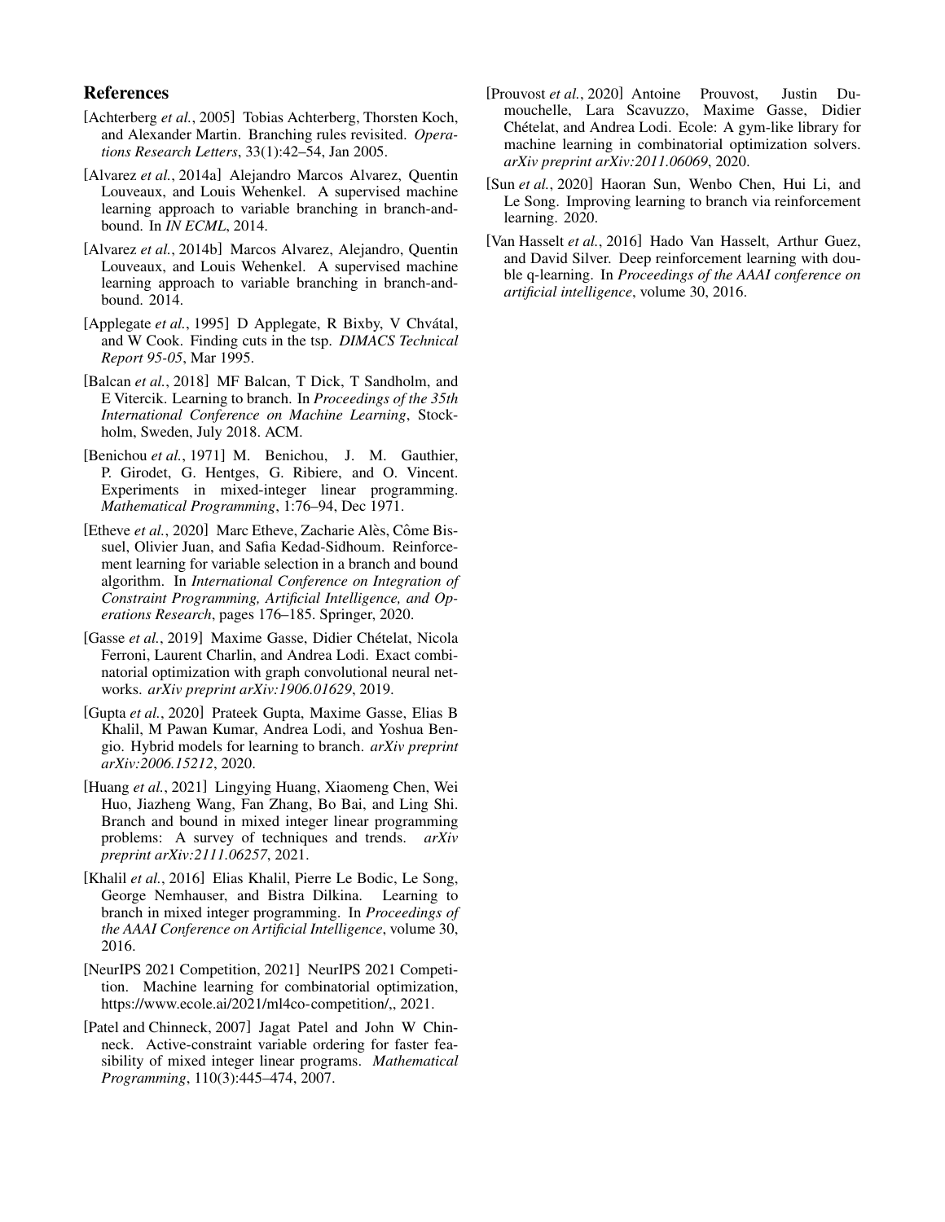## References

[Achterberg *et al.*, 2005] Tobias Achterberg, Thorsten Koch, and Alexander Martin. Branching rules revisited. *Operations Research Letters*, 33(1):42–54, Jan 2005.

[Alvarez *et al.*, 2014a] Alejandro Marcos Alvarez, Quentin Louveaux, and Louis Wehenkel. A supervised machine learning approach to variable branching in branch-and-bound. In *IN ECML*, 2014.

[Alvarez *et al.*, 2014b] Marcos Alvarez, Alejandro, Quentin Louveaux, and Louis Wehenkel. A supervised machine learning approach to variable branching in branch-and-bound. 2014.

[Applegate *et al.*, 1995] D Applegate, R Bixby, V Chvátal, and W Cook. Finding cuts in the tsp. *DIMACS Technical Report 95-05*, Mar 1995.

[Balcan *et al.*, 2018] MF Balcan, T Dick, T Sandholm, and E Vitercik. Learning to branch. In *Proceedings of the 35th International Conference on Machine Learning*, Stockholm, Sweden, July 2018. ACM.

[Benichou *et al.*, 1971] M. Benichou, J. M. Gauthier, P. Girodet, G. Hentges, G. Ribiere, and O. Vincent. Experiments in mixed-integer linear programming. *Mathematical Programming*, 1:76–94, Dec 1971.

[Etheve *et al.*, 2020] Marc Etheve, Zacharie Alès, Côme Bissuel, Olivier Juan, and Safia Kedad-Sidhoum. Reinforcement learning for variable selection in a branch and bound algorithm. In *International Conference on Integration of Constraint Programming, Artificial Intelligence, and Operations Research*, pages 176–185. Springer, 2020.

[Gasse *et al.*, 2019] Maxime Gasse, Didier Chételat, Nicola Ferroni, Laurent Charlin, and Andrea Lodi. Exact combinatorial optimization with graph convolutional neural networks. *arXiv preprint arXiv:1906.01629*, 2019.

[Gupta *et al.*, 2020] Prateek Gupta, Maxime Gasse, Elias B Khalil, M Pawan Kumar, Andrea Lodi, and Yoshua Bengio. Hybrid models for learning to branch. *arXiv preprint arXiv:2006.15212*, 2020.

[Huang *et al.*, 2021] Lingying Huang, Xiaomeng Chen, Wei Huo, Jiazheng Wang, Fan Zhang, Bo Bai, and Ling Shi. Branch and bound in mixed integer linear programming problems: A survey of techniques and trends. *arXiv preprint arXiv:2111.06257*, 2021.

[Khalil *et al.*, 2016] Elias Khalil, Pierre Le Bodic, Le Song, George Nemhauser, and Bistra Dilkina. Learning to branch in mixed integer programming. In *Proceedings of the AAAI Conference on Artificial Intelligence*, volume 30, 2016.

[NeurIPS 2021 Competition, 2021] NeurIPS 2021 Competition. Machine learning for combinatorial optimization, https://www.ecole.ai/2021/ml4co-competition/,, 2021.

[Patel and Chinneck, 2007] Jagat Patel and John W Chinneck. Active-constraint variable ordering for faster feasibility of mixed integer linear programs. *Mathematical Programming*, 110(3):445–474, 2007.

[Prouvost *et al.*, 2020] Antoine Prouvost, Justin Dumouchelle, Lara Scavuzzo, Maxime Gasse, Didier Chételat, and Andrea Lodi. Ecole: A gym-like library for machine learning in combinatorial optimization solvers. *arXiv preprint arXiv:2011.06069*, 2020.

[Sun *et al.*, 2020] Haoran Sun, Wenbo Chen, Hui Li, and Le Song. Improving learning to branch via reinforcement learning. 2020.

[Van Hasselt *et al.*, 2016] Hado Van Hasselt, Arthur Guez, and David Silver. Deep reinforcement learning with double q-learning. In *Proceedings of the AAAI conference on artificial intelligence*, volume 30, 2016.